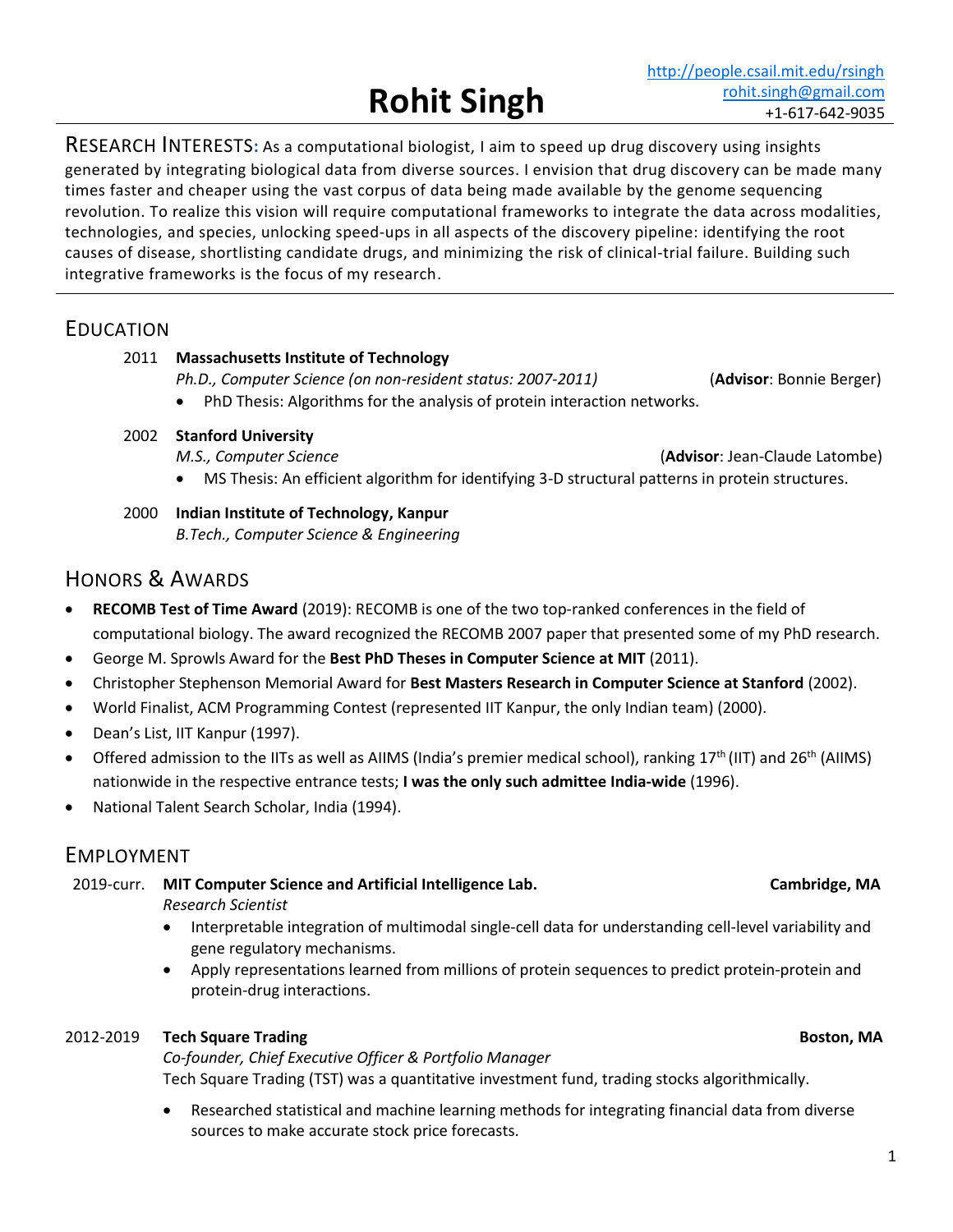# Rohit Singh

http://people.csail.mit.edu/rsingh
rohit.singh@gmail.com
+1-617-642-9035

**RESEARCH INTERESTS:** As a computational biologist, I aim to speed up drug discovery using insights generated by integrating biological data from diverse sources. I envision that drug discovery can be made many times faster and cheaper using the vast corpus of data being made available by the genome sequencing revolution. To realize this vision will require computational frameworks to integrate the data across modalities, technologies, and species, unlocking speed-ups in all aspects of the discovery pipeline: identifying the root causes of disease, shortlisting candidate drugs, and minimizing the risk of clinical-trial failure. Building such integrative frameworks is the focus of my research.

## EDUCATION

2011 **Massachusetts Institute of Technology**
*Ph.D., Computer Science (on non-resident status: 2007-2011)* (**Advisor**: Bonnie Berger)

- PhD Thesis: Algorithms for the analysis of protein interaction networks.

2002 **Stanford University**
*M.S., Computer Science* (**Advisor**: Jean-Claude Latombe)

- MS Thesis: An efficient algorithm for identifying 3-D structural patterns in protein structures.

2000 **Indian Institute of Technology, Kanpur**
*B.Tech., Computer Science & Engineering*

## HONORS & AWARDS

- **RECOMB Test of Time Award** (2019): RECOMB is one of the two top-ranked conferences in the field of computational biology. The award recognized the RECOMB 2007 paper that presented some of my PhD research.
- George M. Sprowls Award for the **Best PhD Theses in Computer Science at MIT** (2011).
- Christopher Stephenson Memorial Award for **Best Masters Research in Computer Science at Stanford** (2002).
- World Finalist, ACM Programming Contest (represented IIT Kanpur, the only Indian team) (2000).
- Dean's List, IIT Kanpur (1997).
- Offered admission to the IITs as well as AIIMS (India's premier medical school), ranking 17th (IIT) and 26th (AIIMS) nationwide in the respective entrance tests; **I was the only such admittee India-wide** (1996).
- National Talent Search Scholar, India (1994).

## EMPLOYMENT

2019-curr. **MIT Computer Science and Artificial Intelligence Lab.** **Cambridge, MA**
*Research Scientist*

- Interpretable integration of multimodal single-cell data for understanding cell-level variability and gene regulatory mechanisms.
- Apply representations learned from millions of protein sequences to predict protein-protein and protein-drug interactions.

2012-2019 **Tech Square Trading** **Boston, MA**
*Co-founder, Chief Executive Officer & Portfolio Manager*
Tech Square Trading (TST) was a quantitative investment fund, trading stocks algorithmically.

- Researched statistical and machine learning methods for integrating financial data from diverse sources to make accurate stock price forecasts.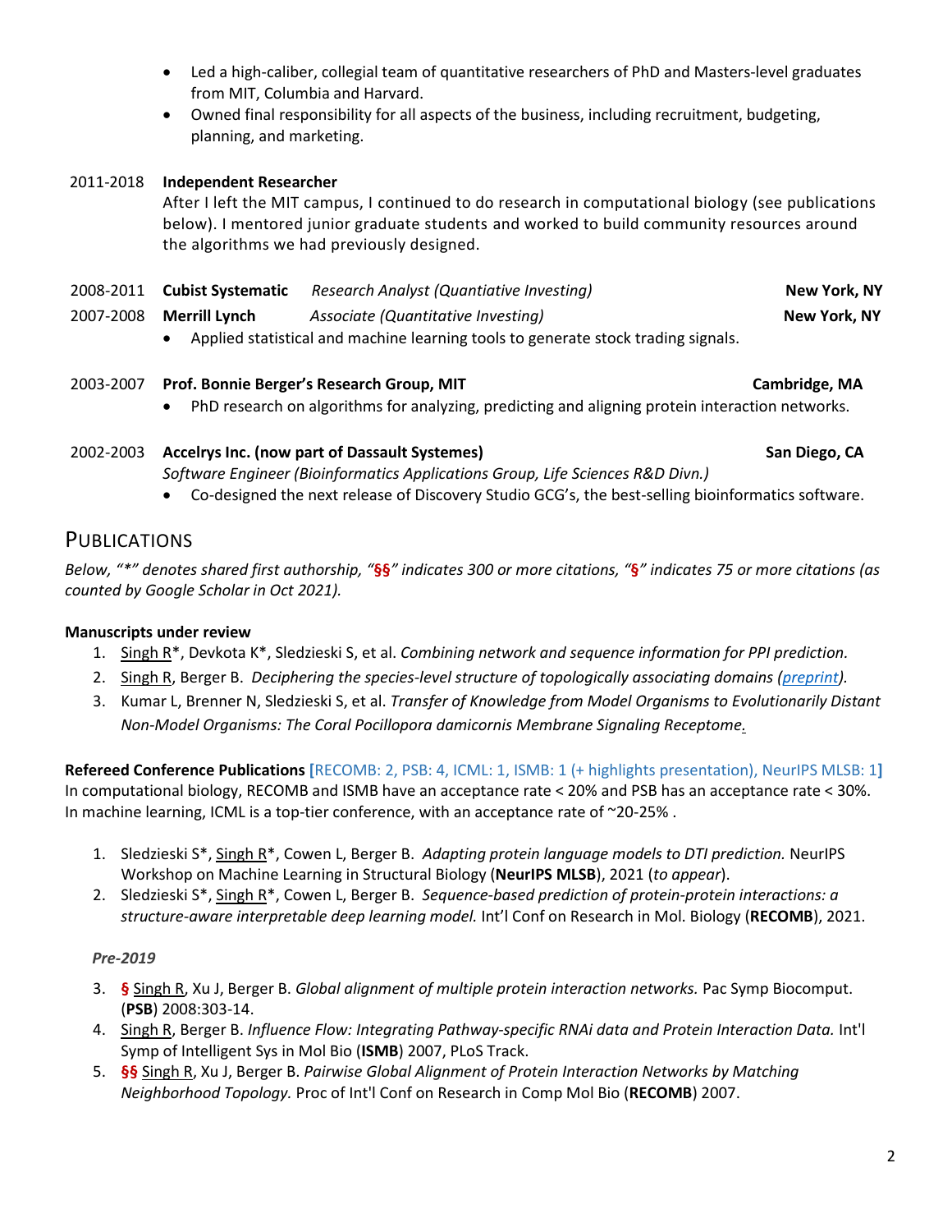- Led a high-caliber, collegial team of quantitative researchers of PhD and Masters-level graduates from MIT, Columbia and Harvard.
- Owned final responsibility for all aspects of the business, including recruitment, budgeting, planning, and marketing.

2011-2018 **Independent Researcher**
After I left the MIT campus, I continued to do research in computational biology (see publications below). I mentored junior graduate students and worked to build community resources around the algorithms we had previously designed.

2008-2011 **Cubist Systematic** *Research Analyst (Quantiative Investing)* **New York, NY**
2007-2008 **Merrill Lynch** *Associate (Quantitative Investing)* **New York, NY**

- Applied statistical and machine learning tools to generate stock trading signals.

2003-2007 **Prof. Bonnie Berger's Research Group, MIT** **Cambridge, MA**

- PhD research on algorithms for analyzing, predicting and aligning protein interaction networks.

2002-2003 **Accelrys Inc. (now part of Dassault Systemes)** **San Diego, CA**
*Software Engineer (Bioinformatics Applications Group, Life Sciences R&D Divn.)*

- Co-designed the next release of Discovery Studio GCG's, the best-selling bioinformatics software.

## Publications

*Below, "*" denotes shared first authorship, "**§§**" indicates 300 or more citations, "**§**" indicates 75 or more citations (as counted by Google Scholar in Oct 2021).*

**Manuscripts under review**

1. Singh R*, Devkota K*, Sledzieski S, et al. *Combining network and sequence information for PPI prediction.*
2. Singh R, Berger B. *Deciphering the species-level structure of topologically associating domains (preprint).*
3. Kumar L, Brenner N, Sledzieski S, et al. *Transfer of Knowledge from Model Organisms to Evolutionarily Distant Non-Model Organisms: The Coral Pocillopora damicornis Membrane Signaling Receptome.*

**Refereed Conference Publications** [RECOMB: 2, PSB: 4, ICML: 1, ISMB: 1 (+ highlights presentation), NeurIPS MLSB: 1]
In computational biology, RECOMB and ISMB have an acceptance rate < 20% and PSB has an acceptance rate < 30%. In machine learning, ICML is a top-tier conference, with an acceptance rate of ~20-25% .

1. Sledzieski S*, Singh R*, Cowen L, Berger B. *Adapting protein language models to DTI prediction.* NeurIPS Workshop on Machine Learning in Structural Biology (**NeurIPS MLSB**), 2021 (*to appear*).
2. Sledzieski S*, Singh R*, Cowen L, Berger B. *Sequence-based prediction of protein-protein interactions: a structure-aware interpretable deep learning model.* Int'l Conf on Research in Mol. Biology (**RECOMB**), 2021.

***Pre-2019***

3. **§** Singh R, Xu J, Berger B. *Global alignment of multiple protein interaction networks.* Pac Symp Biocomput. (**PSB**) 2008:303-14.
4. Singh R, Berger B. *Influence Flow: Integrating Pathway-specific RNAi data and Protein Interaction Data.* Int'l Symp of Intelligent Sys in Mol Bio (**ISMB**) 2007, PLoS Track.
5. **§§** Singh R, Xu J, Berger B. *Pairwise Global Alignment of Protein Interaction Networks by Matching Neighborhood Topology.* Proc of Int'l Conf on Research in Comp Mol Bio (**RECOMB**) 2007.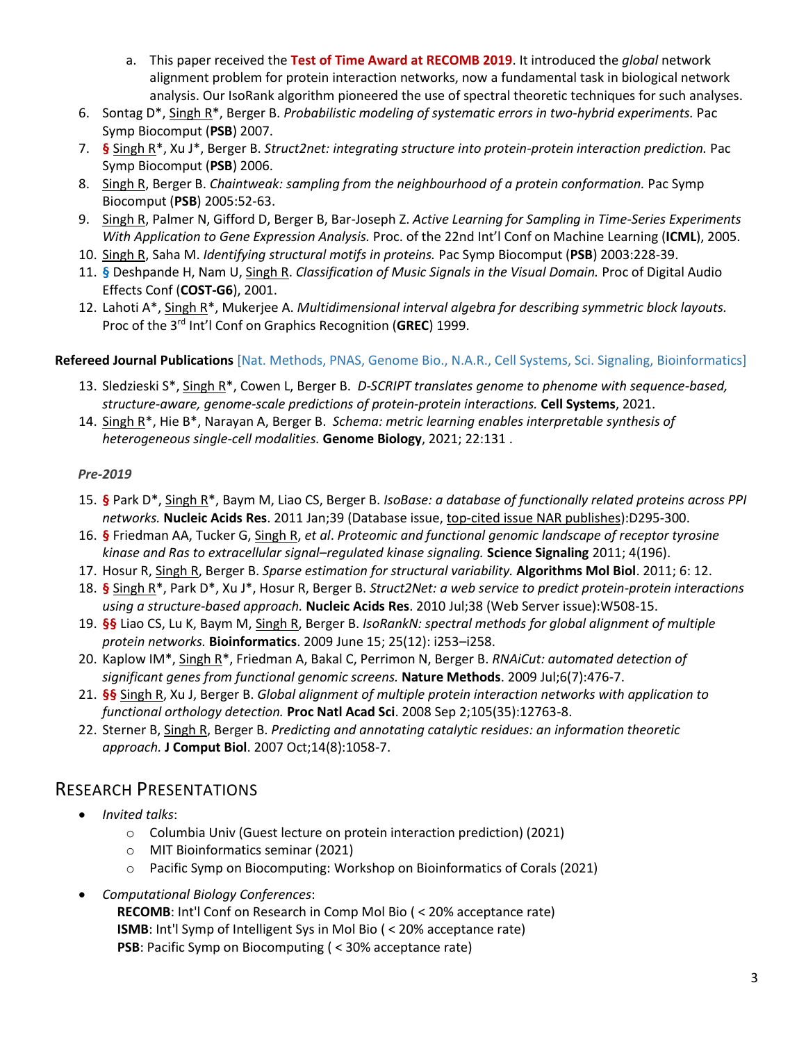a. This paper received the **Test of Time Award at RECOMB 2019**. It introduced the *global* network alignment problem for protein interaction networks, now a fundamental task in biological network analysis. Our IsoRank algorithm pioneered the use of spectral theoretic techniques for such analyses.

6. Sontag D*, Singh R*, Berger B. *Probabilistic modeling of systematic errors in two-hybrid experiments.* Pac Symp Biocomput (**PSB**) 2007.
7. **§** Singh R*, Xu J*, Berger B. *Struct2net: integrating structure into protein-protein interaction prediction.* Pac Symp Biocomput (**PSB**) 2006.
8. Singh R, Berger B. *Chaintweak: sampling from the neighbourhood of a protein conformation.* Pac Symp Biocomput (**PSB**) 2005:52-63.
9. Singh R, Palmer N, Gifford D, Berger B, Bar-Joseph Z. *Active Learning for Sampling in Time-Series Experiments With Application to Gene Expression Analysis.* Proc. of the 22nd Int'l Conf on Machine Learning (**ICML**), 2005.
10. Singh R, Saha M. *Identifying structural motifs in proteins.* Pac Symp Biocomput (**PSB**) 2003:228-39.
11. **§** Deshpande H, Nam U, Singh R. *Classification of Music Signals in the Visual Domain.* Proc of Digital Audio Effects Conf (**COST-G6**), 2001.
12. Lahoti A*, Singh R*, Mukerjee A. *Multidimensional interval algebra for describing symmetric block layouts.* Proc of the 3rd Int'l Conf on Graphics Recognition (**GREC**) 1999.

**Refereed Journal Publications** [Nat. Methods, PNAS, Genome Bio., N.A.R., Cell Systems, Sci. Signaling, Bioinformatics]

13. Sledzieski S*, Singh R*, Cowen L, Berger B. *D-SCRIPT translates genome to phenome with sequence-based, structure-aware, genome-scale predictions of protein-protein interactions.* **Cell Systems**, 2021.
14. Singh R*, Hie B*, Narayan A, Berger B. *Schema: metric learning enables interpretable synthesis of heterogeneous single-cell modalities.* **Genome Biology**, 2021; 22:131 .

*Pre-2019*

15. **§** Park D*, Singh R*, Baym M, Liao CS, Berger B. *IsoBase: a database of functionally related proteins across PPI networks.* **Nucleic Acids Res**. 2011 Jan;39 (Database issue, top-cited issue NAR publishes):D295-300.
16. **§** Friedman AA, Tucker G, Singh R, *et al*. *Proteomic and functional genomic landscape of receptor tyrosine kinase and Ras to extracellular signal–regulated kinase signaling.* **Science Signaling** 2011; 4(196).
17. Hosur R, Singh R, Berger B. *Sparse estimation for structural variability.* **Algorithms Mol Biol**. 2011; 6: 12.
18. **§** Singh R*, Park D*, Xu J*, Hosur R, Berger B. *Struct2Net: a web service to predict protein-protein interactions using a structure-based approach.* **Nucleic Acids Res**. 2010 Jul;38 (Web Server issue):W508-15.
19. **§§** Liao CS, Lu K, Baym M, Singh R, Berger B. *IsoRankN: spectral methods for global alignment of multiple protein networks.* **Bioinformatics**. 2009 June 15; 25(12): i253–i258.
20. Kaplow IM*, Singh R*, Friedman A, Bakal C, Perrimon N, Berger B. *RNAiCut: automated detection of significant genes from functional genomic screens.* **Nature Methods**. 2009 Jul;6(7):476-7.
21. **§§** Singh R, Xu J, Berger B. *Global alignment of multiple protein interaction networks with application to functional orthology detection.* **Proc Natl Acad Sci**. 2008 Sep 2;105(35):12763-8.
22. Sterner B, Singh R, Berger B. *Predicting and annotating catalytic residues: an information theoretic approach.* **J Comput Biol**. 2007 Oct;14(8):1058-7.

# Research Presentations

- *Invited talks*:
  - Columbia Univ (Guest lecture on protein interaction prediction) (2021)
  - MIT Bioinformatics seminar (2021)
  - Pacific Symp on Biocomputing: Workshop on Bioinformatics of Corals (2021)
- *Computational Biology Conferences*:
  **RECOMB**: Int'l Conf on Research in Comp Mol Bio ( < 20% acceptance rate)
  **ISMB**: Int'l Symp of Intelligent Sys in Mol Bio ( < 20% acceptance rate)
  **PSB**: Pacific Symp on Biocomputing ( < 30% acceptance rate)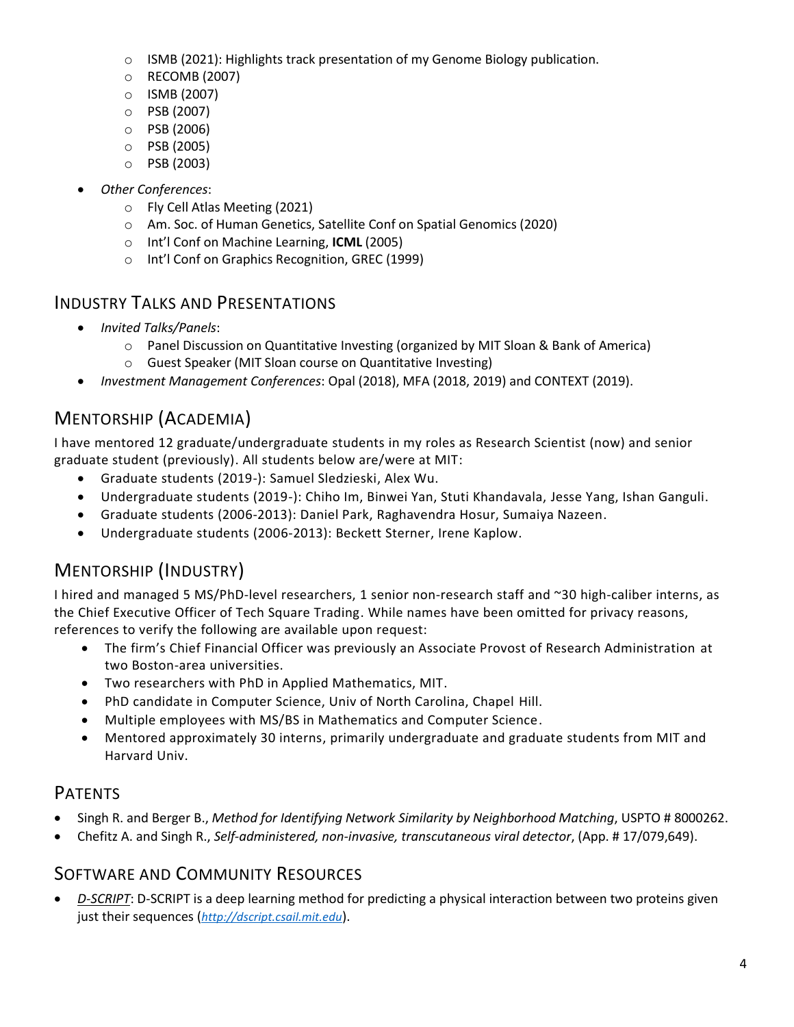- ISMB (2021): Highlights track presentation of my Genome Biology publication.
  - RECOMB (2007)
  - ISMB (2007)
  - PSB (2007)
  - PSB (2006)
  - PSB (2005)
  - PSB (2003)
- *Other Conferences*:
  - Fly Cell Atlas Meeting (2021)
  - Am. Soc. of Human Genetics, Satellite Conf on Spatial Genomics (2020)
  - Int'l Conf on Machine Learning, **ICML** (2005)
  - Int'l Conf on Graphics Recognition, GREC (1999)

## Industry Talks and Presentations

- *Invited Talks/Panels*:
  - Panel Discussion on Quantitative Investing (organized by MIT Sloan & Bank of America)
  - Guest Speaker (MIT Sloan course on Quantitative Investing)
- *Investment Management Conferences*: Opal (2018), MFA (2018, 2019) and CONTEXT (2019).

## Mentorship (Academia)

I have mentored 12 graduate/undergraduate students in my roles as Research Scientist (now) and senior graduate student (previously). All students below are/were at MIT:

- Graduate students (2019-): Samuel Sledzieski, Alex Wu.
- Undergraduate students (2019-): Chiho Im, Binwei Yan, Stuti Khandavala, Jesse Yang, Ishan Ganguli.
- Graduate students (2006-2013): Daniel Park, Raghavendra Hosur, Sumaiya Nazeen.
- Undergraduate students (2006-2013): Beckett Sterner, Irene Kaplow.

## Mentorship (Industry)

I hired and managed 5 MS/PhD-level researchers, 1 senior non-research staff and ~30 high-caliber interns, as the Chief Executive Officer of Tech Square Trading. While names have been omitted for privacy reasons, references to verify the following are available upon request:

- The firm's Chief Financial Officer was previously an Associate Provost of Research Administration at two Boston-area universities.
- Two researchers with PhD in Applied Mathematics, MIT.
- PhD candidate in Computer Science, Univ of North Carolina, Chapel Hill.
- Multiple employees with MS/BS in Mathematics and Computer Science.
- Mentored approximately 30 interns, primarily undergraduate and graduate students from MIT and Harvard Univ.

## Patents

- Singh R. and Berger B., *Method for Identifying Network Similarity by Neighborhood Matching*, USPTO # 8000262.
- Chefitz A. and Singh R., *Self-administered, non-invasive, transcutaneous viral detector*, (App. # 17/079,649).

## Software and Community Resources

- *D-SCRIPT*: D-SCRIPT is a deep learning method for predicting a physical interaction between two proteins given just their sequences (*http://dscript.csail.mit.edu*).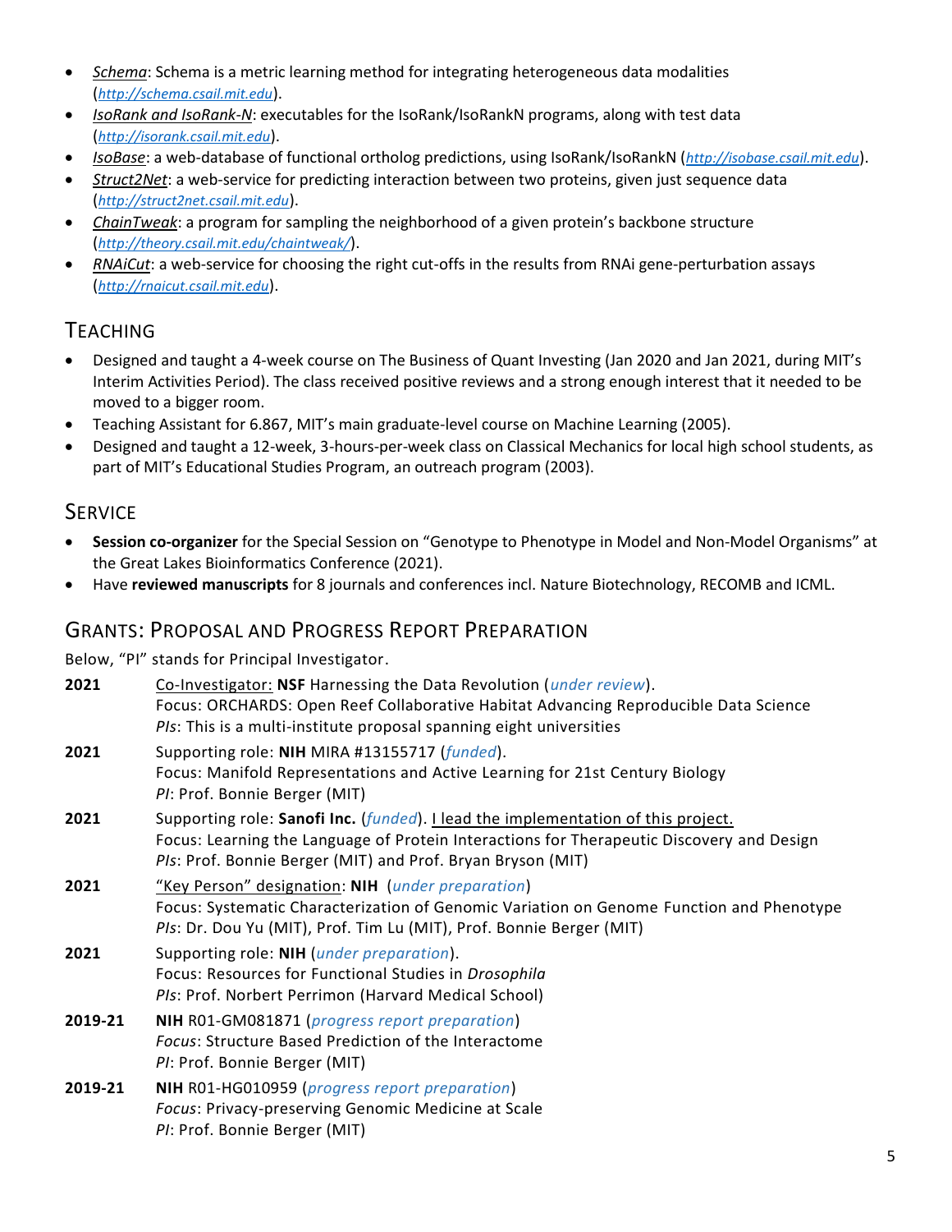- *Schema*: Schema is a metric learning method for integrating heterogeneous data modalities (*http://schema.csail.mit.edu*).
- *IsoRank and IsoRank-N*: executables for the IsoRank/IsoRankN programs, along with test data (*http://isorank.csail.mit.edu*).
- *IsoBase*: a web-database of functional ortholog predictions, using IsoRank/IsoRankN (*http://isobase.csail.mit.edu*).
- *Struct2Net*: a web-service for predicting interaction between two proteins, given just sequence data (*http://struct2net.csail.mit.edu*).
- *ChainTweak*: a program for sampling the neighborhood of a given protein's backbone structure (*http://theory.csail.mit.edu/chaintweak/*).
- *RNAiCut*: a web-service for choosing the right cut-offs in the results from RNAi gene-perturbation assays (*http://rnaicut.csail.mit.edu*).

## Teaching

- Designed and taught a 4-week course on The Business of Quant Investing (Jan 2020 and Jan 2021, during MIT's Interim Activities Period). The class received positive reviews and a strong enough interest that it needed to be moved to a bigger room.
- Teaching Assistant for 6.867, MIT's main graduate-level course on Machine Learning (2005).
- Designed and taught a 12-week, 3-hours-per-week class on Classical Mechanics for local high school students, as part of MIT's Educational Studies Program, an outreach program (2003).

## Service

- **Session co-organizer** for the Special Session on "Genotype to Phenotype in Model and Non-Model Organisms" at the Great Lakes Bioinformatics Conference (2021).
- Have **reviewed manuscripts** for 8 journals and conferences incl. Nature Biotechnology, RECOMB and ICML.

## Grants: Proposal and Progress Report Preparation

Below, "PI" stands for Principal Investigator.

**2021** — Co-Investigator: **NSF** Harnessing the Data Revolution (*under review*).
Focus: ORCHARDS: Open Reef Collaborative Habitat Advancing Reproducible Data Science
*PIs*: This is a multi-institute proposal spanning eight universities

**2021** — Supporting role: **NIH** MIRA #13155717 (*funded*).
Focus: Manifold Representations and Active Learning for 21st Century Biology
*PI*: Prof. Bonnie Berger (MIT)

**2021** — Supporting role: **Sanofi Inc.** (*funded*). I lead the implementation of this project.
Focus: Learning the Language of Protein Interactions for Therapeutic Discovery and Design
*PIs*: Prof. Bonnie Berger (MIT) and Prof. Bryan Bryson (MIT)

**2021** — "Key Person" designation: **NIH** (*under preparation*)
Focus: Systematic Characterization of Genomic Variation on Genome Function and Phenotype
*PIs*: Dr. Dou Yu (MIT), Prof. Tim Lu (MIT), Prof. Bonnie Berger (MIT)

**2021** — Supporting role: **NIH** (*under preparation*).
Focus: Resources for Functional Studies in *Drosophila*
*PIs*: Prof. Norbert Perrimon (Harvard Medical School)

**2019-21** — **NIH** R01-GM081871 (*progress report preparation*)
*Focus*: Structure Based Prediction of the Interactome
*PI*: Prof. Bonnie Berger (MIT)

**2019-21** — **NIH** R01-HG010959 (*progress report preparation*)
*Focus*: Privacy-preserving Genomic Medicine at Scale
*PI*: Prof. Bonnie Berger (MIT)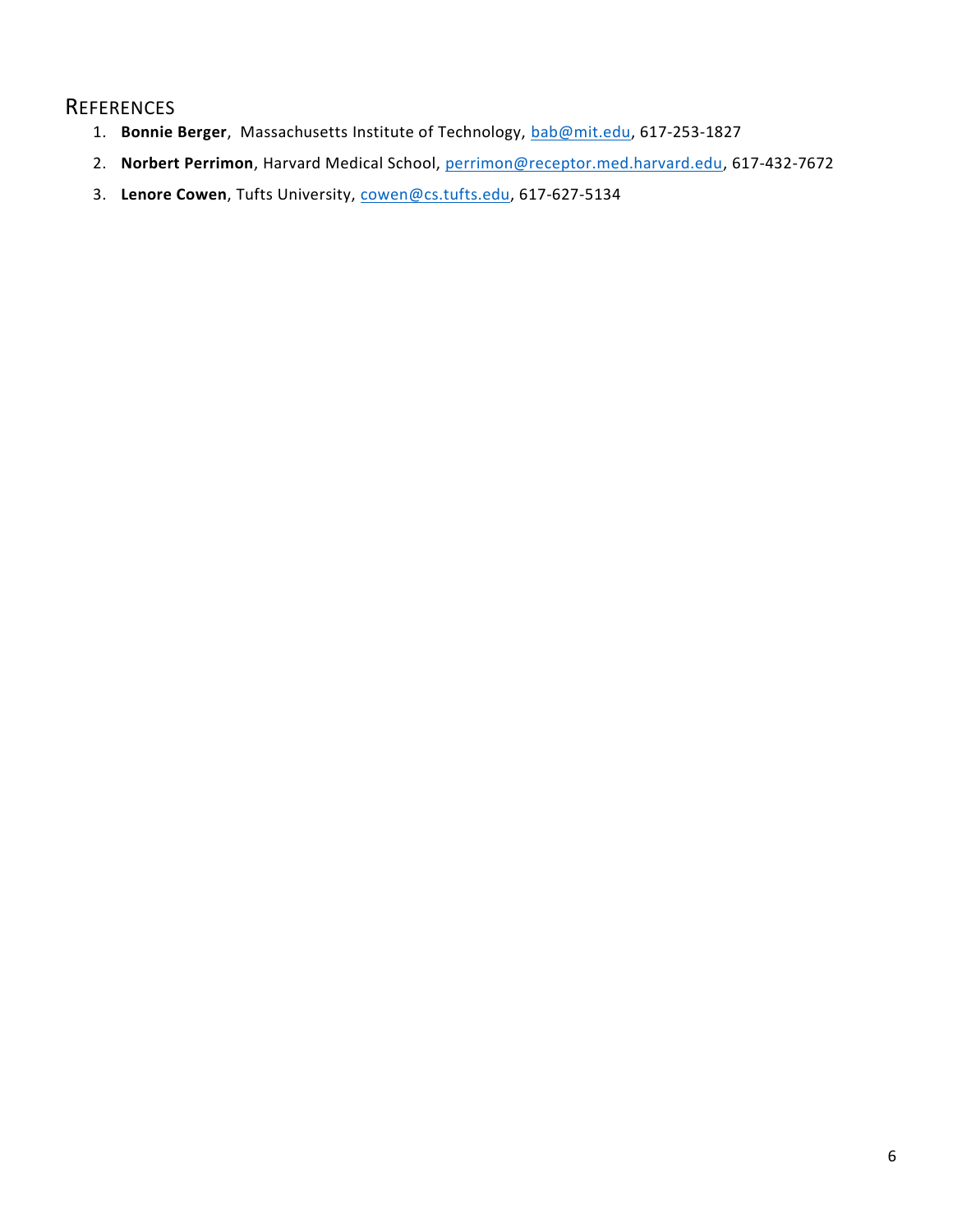## REFERENCES

1. **Bonnie Berger**, Massachusetts Institute of Technology, bab@mit.edu, 617-253-1827
2. **Norbert Perrimon**, Harvard Medical School, perrimon@receptor.med.harvard.edu, 617-432-7672
3. **Lenore Cowen**, Tufts University, cowen@cs.tufts.edu, 617-627-5134